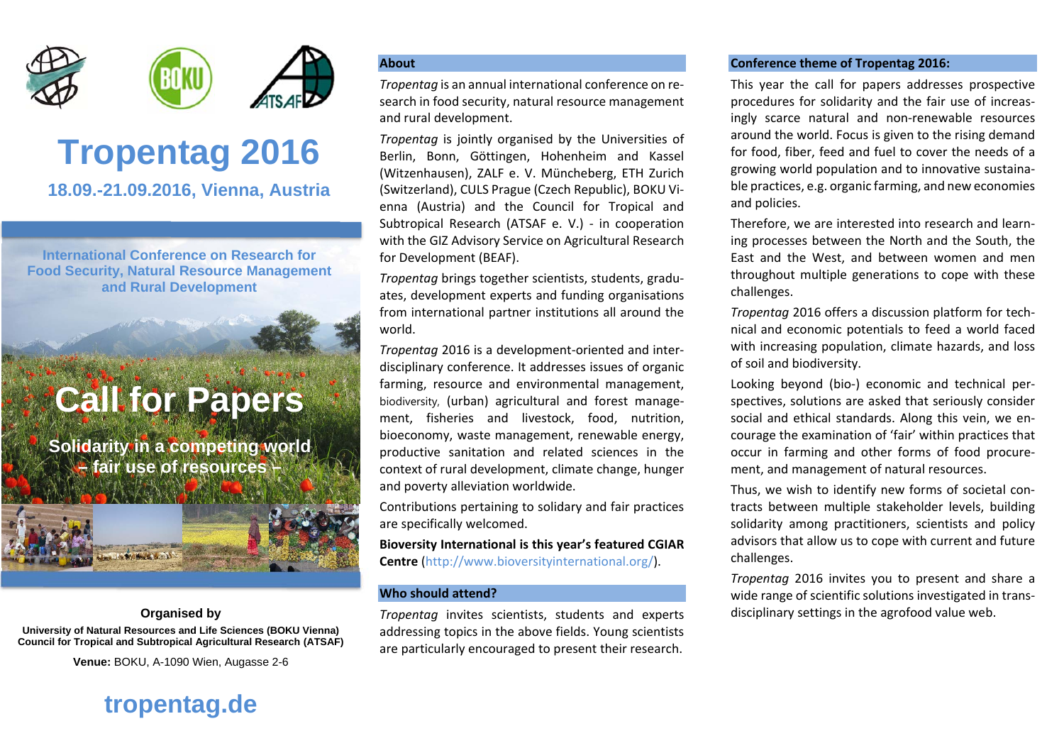# Tropentag 2016

**18.09.-21.09.2016, Vienna, Austria**

**International Conference on Research for Food Security, Natural Resource Management and Rural Development**

## Call for Papers

**Solidarity in a competing world – fair use of resources –**

**Organised by**

**University of Natural Resources and Life Sciences (BOKU Vienna)**
**Council for Tropical and Subtropical Agricultural Research (ATSAF)**

**Venue:** BOKU, A-1090 Wien, Augasse 2-6

**tropentag.de**

### About

*Tropentag* is an annual international conference on research in food security, natural resource management and rural development.

*Tropentag* is jointly organised by the Universities of Berlin, Bonn, Göttingen, Hohenheim and Kassel (Witzenhausen), ZALF e. V. Müncheberg, ETH Zurich (Switzerland), CULS Prague (Czech Republic), BOKU Vienna (Austria) and the Council for Tropical and Subtropical Research (ATSAF e. V.) - in cooperation with the GIZ Advisory Service on Agricultural Research for Development (BEAF).

*Tropentag* brings together scientists, students, graduates, development experts and funding organisations from international partner institutions all around the world.

*Tropentag* 2016 is a development-oriented and interdisciplinary conference. It addresses issues of organic farming, resource and environmental management, biodiversity, (urban) agricultural and forest management, fisheries and livestock, food, nutrition, bioeconomy, waste management, renewable energy, productive sanitation and related sciences in the context of rural development, climate change, hunger and poverty alleviation worldwide.

Contributions pertaining to solidary and fair practices are specifically welcomed.

**Bioversity International is this year's featured CGIAR Centre** (http://www.bioversityinternational.org/).

### Who should attend?

*Tropentag* invites scientists, students and experts addressing topics in the above fields. Young scientists are particularly encouraged to present their research.

### Conference theme of Tropentag 2016:

This year the call for papers addresses prospective procedures for solidarity and the fair use of increasingly scarce natural and non-renewable resources around the world. Focus is given to the rising demand for food, fiber, feed and fuel to cover the needs of a growing world population and to innovative sustainable practices, e.g. organic farming, and new economies and policies.

Therefore, we are interested into research and learning processes between the North and the South, the East and the West, and between women and men throughout multiple generations to cope with these challenges.

*Tropentag* 2016 offers a discussion platform for technical and economic potentials to feed a world faced with increasing population, climate hazards, and loss of soil and biodiversity.

Looking beyond (bio-) economic and technical perspectives, solutions are asked that seriously consider social and ethical standards. Along this vein, we encourage the examination of 'fair' within practices that occur in farming and other forms of food procurement, and management of natural resources.

Thus, we wish to identify new forms of societal contracts between multiple stakeholder levels, building solidarity among practitioners, scientists and policy advisors that allow us to cope with current and future challenges.

*Tropentag* 2016 invites you to present and share a wide range of scientific solutions investigated in transdisciplinary settings in the agrofood value web.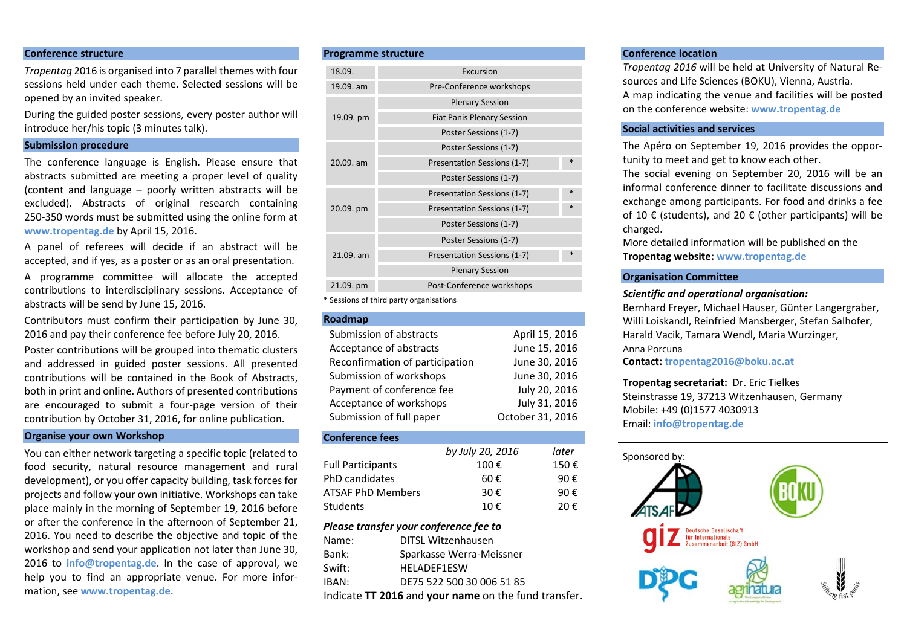## Conference structure

*Tropentag* 2016 is organised into 7 parallel themes with four sessions held under each theme. Selected sessions will be opened by an invited speaker.

During the guided poster sessions, every poster author will introduce her/his topic (3 minutes talk).

## Submission procedure

The conference language is English. Please ensure that abstracts submitted are meeting a proper level of quality (content and language – poorly written abstracts will be excluded). Abstracts of original research containing 250-350 words must be submitted using the online form at **www.tropentag.de** by April 15, 2016.

A panel of referees will decide if an abstract will be accepted, and if yes, as a poster or as an oral presentation.

A programme committee will allocate the accepted contributions to interdisciplinary sessions. Acceptance of abstracts will be send by June 15, 2016.

Contributors must confirm their participation by June 30, 2016 and pay their conference fee before July 20, 2016.

Poster contributions will be grouped into thematic clusters and addressed in guided poster sessions. All presented contributions will be contained in the Book of Abstracts, both in print and online. Authors of presented contributions are encouraged to submit a four-page version of their contribution by October 31, 2016, for online publication.

## Organise your own Workshop

You can either network targeting a specific topic (related to food security, natural resource management and rural development), or you offer capacity building, task forces for projects and follow your own initiative. Workshops can take place mainly in the morning of September 19, 2016 before or after the conference in the afternoon of September 21, 2016. You need to describe the objective and topic of the workshop and send your application not later than June 30, 2016 to **info@tropentag.de**. In the case of approval, we help you to find an appropriate venue. For more information, see **www.tropentag.de**.

## Programme structure

| | | |
|---|---|---|
| 18.09. | Excursion | |
| 19.09. am | Pre-Conference workshops | |
| 19.09. pm | Plenary Session | |
| | Fiat Panis Plenary Session | |
| | Poster Sessions (1-7) | |
| 20.09. am | Poster Sessions (1-7) | |
| | Presentation Sessions (1-7) | * |
| | Poster Sessions (1-7) | |
| 20.09. pm | Presentation Sessions (1-7) | * |
| | Presentation Sessions (1-7) | * |
| | Poster Sessions (1-7) | |
| 21.09. am | Poster Sessions (1-7) | |
| | Presentation Sessions (1-7) | * |
| | Plenary Session | |
| 21.09. pm | Post-Conference workshops | |

\* Sessions of third party organisations

## Roadmap

| | |
|---|---|
| Submission of abstracts | April 15, 2016 |
| Acceptance of abstracts | June 15, 2016 |
| Reconfirmation of participation | June 30, 2016 |
| Submission of workshops | June 30, 2016 |
| Payment of conference fee | July 20, 2016 |
| Acceptance of workshops | July 31, 2016 |
| Submission of full paper | October 31, 2016 |

## Conference fees

| | *by July 20, 2016* | *later* |
|---|---|---|
| Full Participants | 100 € | 150 € |
| PhD candidates | 60 € | 90 € |
| ATSAF PhD Members | 30 € | 90 € |
| Students | 10 € | 20 € |

***Please transfer your conference fee to***

| | |
|---|---|
| Name: | DITSL Witzenhausen |
| Bank: | Sparkasse Werra-Meissner |
| Swift: | HELADEF1ESW |
| IBAN: | DE75 522 500 30 006 51 85 |

Indicate **TT 2016** and **your name** on the fund transfer.

## Conference location

*Tropentag 2016* will be held at University of Natural Resources and Life Sciences (BOKU), Vienna, Austria.
A map indicating the venue and facilities will be posted on the conference website: **www.tropentag.de**

## Social activities and services

The Apéro on September 19, 2016 provides the opportunity to meet and get to know each other.
The social evening on September 20, 2016 will be an informal conference dinner to facilitate discussions and exchange among participants. For food and drinks a fee of 10 € (students), and 20 € (other participants) will be charged.
More detailed information will be published on the **Tropentag website: www.tropentag.de**

## Organisation Committee

***Scientific and operational organisation:***
Bernhard Freyer, Michael Hauser, Günter Langergraber, Willi Loiskandl, Reinfried Mansberger, Stefan Salhofer, Harald Vacik, Tamara Wendl, Maria Wurzinger, Anna Porcuna
**Contact: tropentag2016@boku.ac.at**

**Tropentag secretariat:** Dr. Eric Tielkes
Steinstrasse 19, 37213 Witzenhausen, Germany
Mobile: +49 (0)1577 4030913
Email: **info@tropentag.de**

Sponsored by:

ATSAF
BOKU
giz Deutsche Gesellschaft für Internationale Zusammenarbeit (GIZ) GmbH
DPG
agrinatura
Stiftung fiat panis